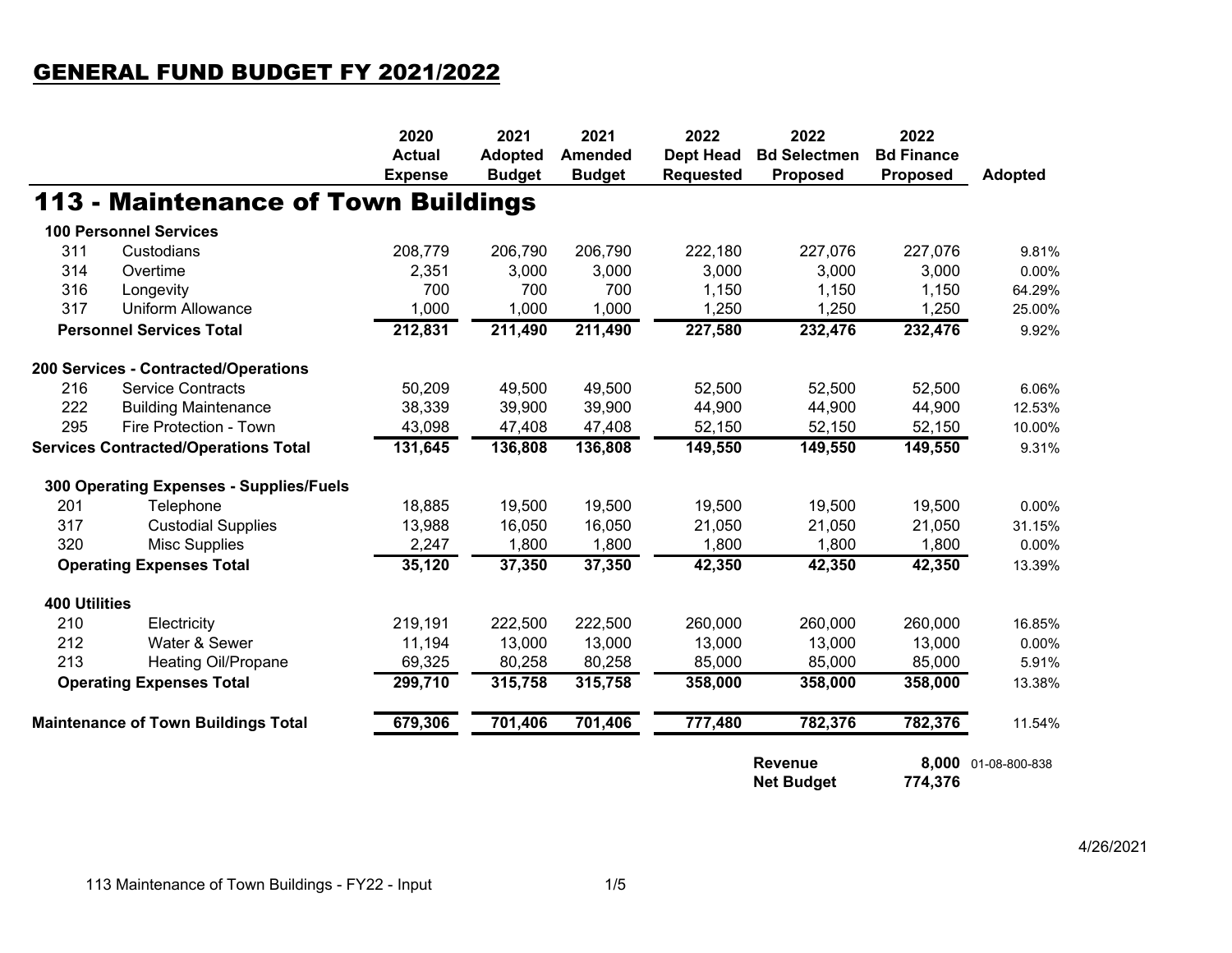# GENERAL FUND BUDGET FY 2021/2022

## 113 - Maintenance of Town Buildings

| | | 2020 Actual Expense | 2021 Adopted Budget | 2021 Amended Budget | 2022 Dept Head Requested | 2022 Bd Selectmen Proposed | 2022 Bd Finance Proposed | Adopted |
|---|---|---|---|---|---|---|---|---|
| **100 Personnel Services** | | | | | | | | |
| 311 | Custodians | 208,779 | 206,790 | 206,790 | 222,180 | 227,076 | 227,076 | 9.81% |
| 314 | Overtime | 2,351 | 3,000 | 3,000 | 3,000 | 3,000 | 3,000 | 0.00% |
| 316 | Longevity | 700 | 700 | 700 | 1,150 | 1,150 | 1,150 | 64.29% |
| 317 | Uniform Allowance | 1,000 | 1,000 | 1,000 | 1,250 | 1,250 | 1,250 | 25.00% |
| **Personnel Services Total** | | **212,831** | **211,490** | **211,490** | **227,580** | **232,476** | **232,476** | 9.92% |
| **200 Services - Contracted/Operations** | | | | | | | | |
| 216 | Service Contracts | 50,209 | 49,500 | 49,500 | 52,500 | 52,500 | 52,500 | 6.06% |
| 222 | Building Maintenance | 38,339 | 39,900 | 39,900 | 44,900 | 44,900 | 44,900 | 12.53% |
| 295 | Fire Protection - Town | 43,098 | 47,408 | 47,408 | 52,150 | 52,150 | 52,150 | 10.00% |
| **Services Contracted/Operations Total** | | **131,645** | **136,808** | **136,808** | **149,550** | **149,550** | **149,550** | 9.31% |
| **300 Operating Expenses - Supplies/Fuels** | | | | | | | | |
| 201 | Telephone | 18,885 | 19,500 | 19,500 | 19,500 | 19,500 | 19,500 | 0.00% |
| 317 | Custodial Supplies | 13,988 | 16,050 | 16,050 | 21,050 | 21,050 | 21,050 | 31.15% |
| 320 | Misc Supplies | 2,247 | 1,800 | 1,800 | 1,800 | 1,800 | 1,800 | 0.00% |
| **Operating Expenses Total** | | **35,120** | **37,350** | **37,350** | **42,350** | **42,350** | **42,350** | 13.39% |
| **400 Utilities** | | | | | | | | |
| 210 | Electricity | 219,191 | 222,500 | 222,500 | 260,000 | 260,000 | 260,000 | 16.85% |
| 212 | Water & Sewer | 11,194 | 13,000 | 13,000 | 13,000 | 13,000 | 13,000 | 0.00% |
| 213 | Heating Oil/Propane | 69,325 | 80,258 | 80,258 | 85,000 | 85,000 | 85,000 | 5.91% |
| **Operating Expenses Total** | | **299,710** | **315,758** | **315,758** | **358,000** | **358,000** | **358,000** | 13.38% |
| **Maintenance of Town Buildings Total** | | **679,306** | **701,406** | **701,406** | **777,480** | **782,376** | **782,376** | 11.54% |
| | | | | | | **Revenue** | **8,000** | 01-08-800-838 |
| | | | | | | **Net Budget** | **774,376** | |

4/26/2021

113 Maintenance of Town Buildings - FY22 - Input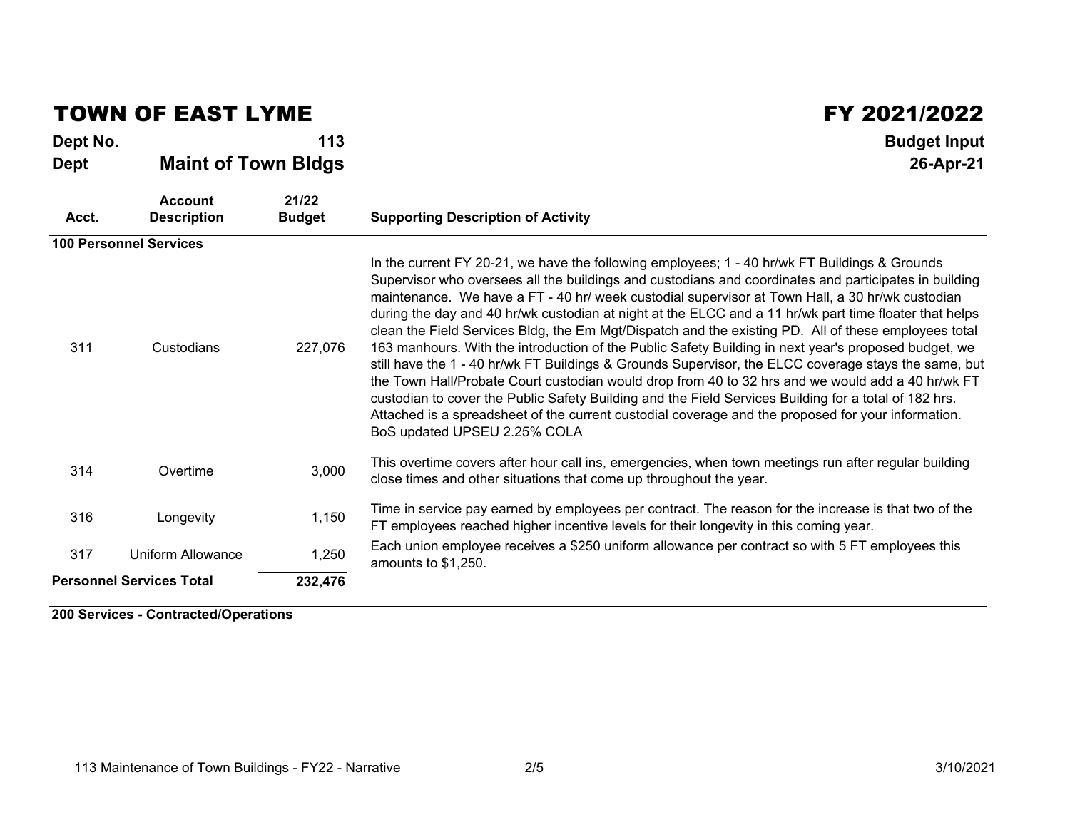# TOWN OF EAST LYME

# FY 2021/2022

**Dept No.** **113**

**Dept** **Maint of Town Bldgs**

**Budget Input**

**26-Apr-21**

| Acct. | Account Description | 21/22 Budget | Supporting Description of Activity |
|---|---|---|---|
| **100 Personnel Services** | | | |
| 311 | Custodians | 227,076 | In the current FY 20-21, we have the following employees; 1 - 40 hr/wk FT Buildings & Grounds Supervisor who oversees all the buildings and custodians and coordinates and participates in building maintenance. We have a FT - 40 hr/ week custodial supervisor at Town Hall, a 30 hr/wk custodian during the day and 40 hr/wk custodian at night at the ELCC and a 11 hr/wk part time floater that helps clean the Field Services Bldg, the Em Mgt/Dispatch and the existing PD. All of these employees total 163 manhours. With the introduction of the Public Safety Building in next year's proposed budget, we still have the 1 - 40 hr/wk FT Buildings & Grounds Supervisor, the ELCC coverage stays the same, but the Town Hall/Probate Court custodian would drop from 40 to 32 hrs and we would add a 40 hr/wk FT custodian to cover the Public Safety Building and the Field Services Building for a total of 182 hrs. Attached is a spreadsheet of the current custodial coverage and the proposed for your information. BoS updated UPSEU 2.25% COLA |
| 314 | Overtime | 3,000 | This overtime covers after hour call ins, emergencies, when town meetings run after regular building close times and other situations that come up throughout the year. |
| 316 | Longevity | 1,150 | Time in service pay earned by employees per contract. The reason for the increase is that two of the FT employees reached higher incentive levels for their longevity in this coming year. |
| 317 | Uniform Allowance | 1,250 | Each union employee receives a $250 uniform allowance per contract so with 5 FT employees this amounts to $1,250. |
| **Personnel Services Total** | | **232,476** | |

**200 Services - Contracted/Operations**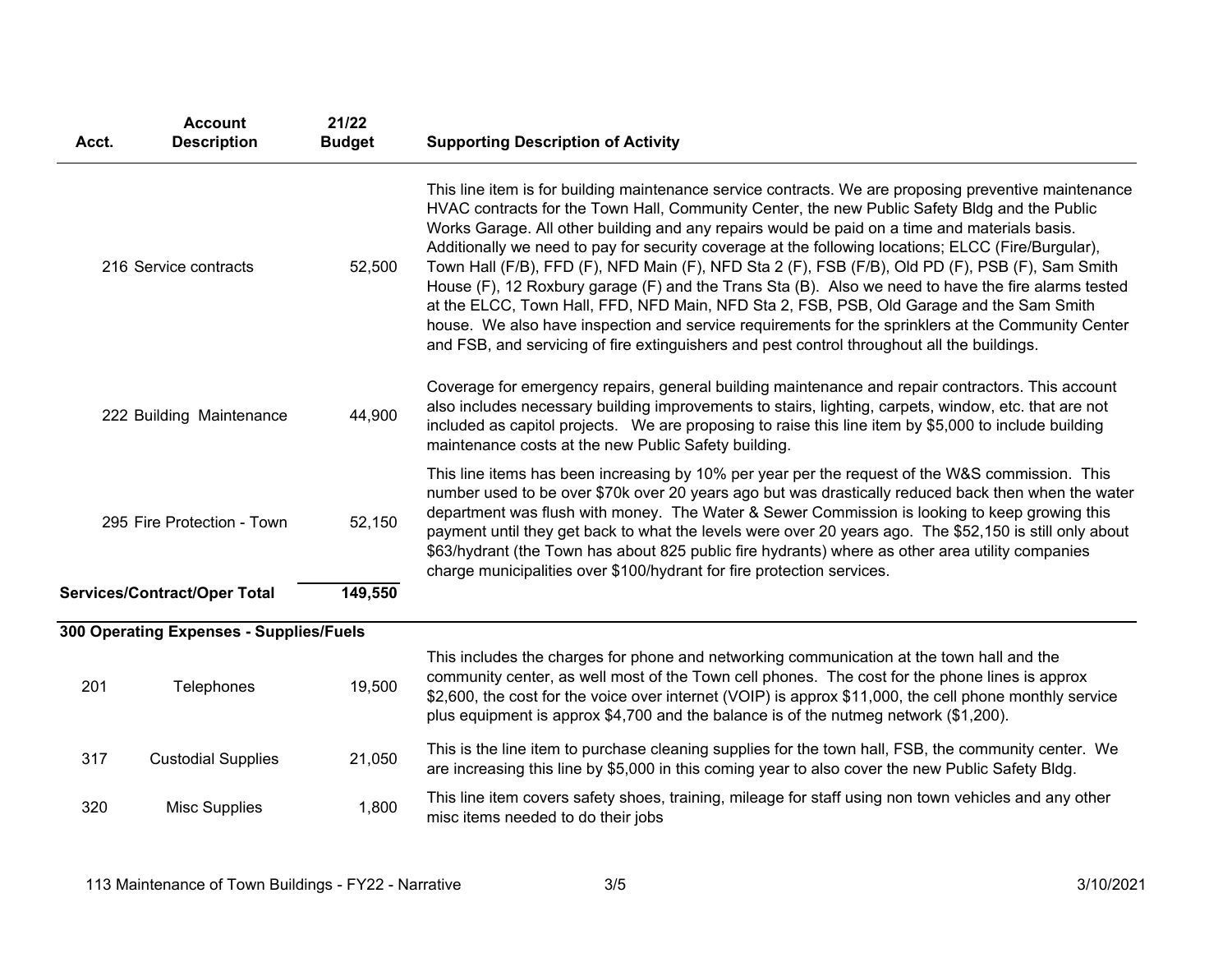| Acct. | Account Description | 21/22 Budget | Supporting Description of Activity |
| --- | --- | --- | --- |
| 216 | Service contracts | 52,500 | This line item is for building maintenance service contracts. We are proposing preventive maintenance HVAC contracts for the Town Hall, Community Center, the new Public Safety Bldg and the Public Works Garage. All other building and any repairs would be paid on a time and materials basis. Additionally we need to pay for security coverage at the following locations; ELCC (Fire/Burgular), Town Hall (F/B), FFD (F), NFD Main (F), NFD Sta 2 (F), FSB (F/B), Old PD (F), PSB (F), Sam Smith House (F), 12 Roxbury garage (F) and the Trans Sta (B). Also we need to have the fire alarms tested at the ELCC, Town Hall, FFD, NFD Main, NFD Sta 2, FSB, PSB, Old Garage and the Sam Smith house. We also have inspection and service requirements for the sprinklers at the Community Center and FSB, and servicing of fire extinguishers and pest control throughout all the buildings. |
| 222 | Building Maintenance | 44,900 | Coverage for emergency repairs, general building maintenance and repair contractors. This account also includes necessary building improvements to stairs, lighting, carpets, window, etc. that are not included as capitol projects. We are proposing to raise this line item by $5,000 to include building maintenance costs at the new Public Safety building. |
| 295 | Fire Protection - Town | 52,150 | This line items has been increasing by 10% per year per the request of the W&S commission. This number used to be over $70k over 20 years ago but was drastically reduced back then when the water department was flush with money. The Water & Sewer Commission is looking to keep growing this payment until they get back to what the levels were over 20 years ago. The $52,150 is still only about $63/hydrant (the Town has about 825 public fire hydrants) where as other area utility companies charge municipalities over $100/hydrant for fire protection services. |
| **Services/Contract/Oper Total** | | **149,550** | |
| **300 Operating Expenses - Supplies/Fuels** | | | |
| 201 | Telephones | 19,500 | This includes the charges for phone and networking communication at the town hall and the community center, as well most of the Town cell phones. The cost for the phone lines is approx $2,600, the cost for the voice over internet (VOIP) is approx $11,000, the cell phone monthly service plus equipment is approx $4,700 and the balance is of the nutmeg network ($1,200). |
| 317 | Custodial Supplies | 21,050 | This is the line item to purchase cleaning supplies for the town hall, FSB, the community center. We are increasing this line by $5,000 in this coming year to also cover the new Public Safety Bldg. |
| 320 | Misc Supplies | 1,800 | This line item covers safety shoes, training, mileage for staff using non town vehicles and any other misc items needed to do their jobs |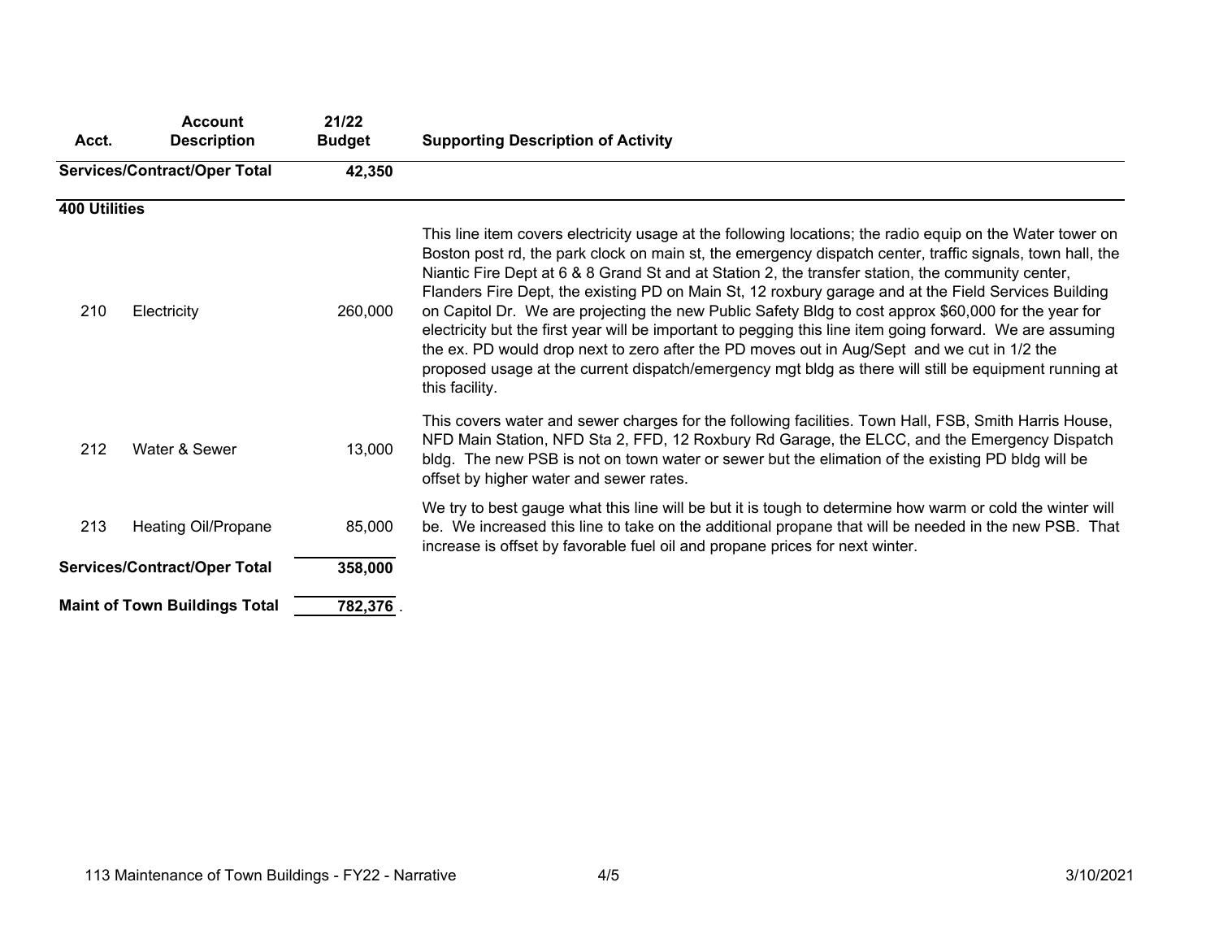| Acct. | Account Description | 21/22 Budget | Supporting Description of Activity |
|---|---|---|---|
| **Services/Contract/Oper Total** | | **42,350** | |
| **400 Utilities** | | | |
| 210 | Electricity | 260,000 | This line item covers electricity usage at the following locations; the radio equip on the Water tower on Boston post rd, the park clock on main st, the emergency dispatch center, traffic signals, town hall, the Niantic Fire Dept at 6 & 8 Grand St and at Station 2, the transfer station, the community center, Flanders Fire Dept, the existing PD on Main St, 12 roxbury garage and at the Field Services Building on Capitol Dr. We are projecting the new Public Safety Bldg to cost approx $60,000 for the year for electricity but the first year will be important to pegging this line item going forward. We are assuming the ex. PD would drop next to zero after the PD moves out in Aug/Sept and we cut in 1/2 the proposed usage at the current dispatch/emergency mgt bldg as there will still be equipment running at this facility. |
| 212 | Water & Sewer | 13,000 | This covers water and sewer charges for the following facilities. Town Hall, FSB, Smith Harris House, NFD Main Station, NFD Sta 2, FFD, 12 Roxbury Rd Garage, the ELCC, and the Emergency Dispatch bldg. The new PSB is not on town water or sewer but the elimation of the existing PD bldg will be offset by higher water and sewer rates. |
| 213 | Heating Oil/Propane | 85,000 | We try to best gauge what this line will be but it is tough to determine how warm or cold the winter will be. We increased this line to take on the additional propane that will be needed in the new PSB. That increase is offset by favorable fuel oil and propane prices for next winter. |
| **Services/Contract/Oper Total** | | **358,000** | |
| **Maint of Town Buildings Total** | | **782,376** | |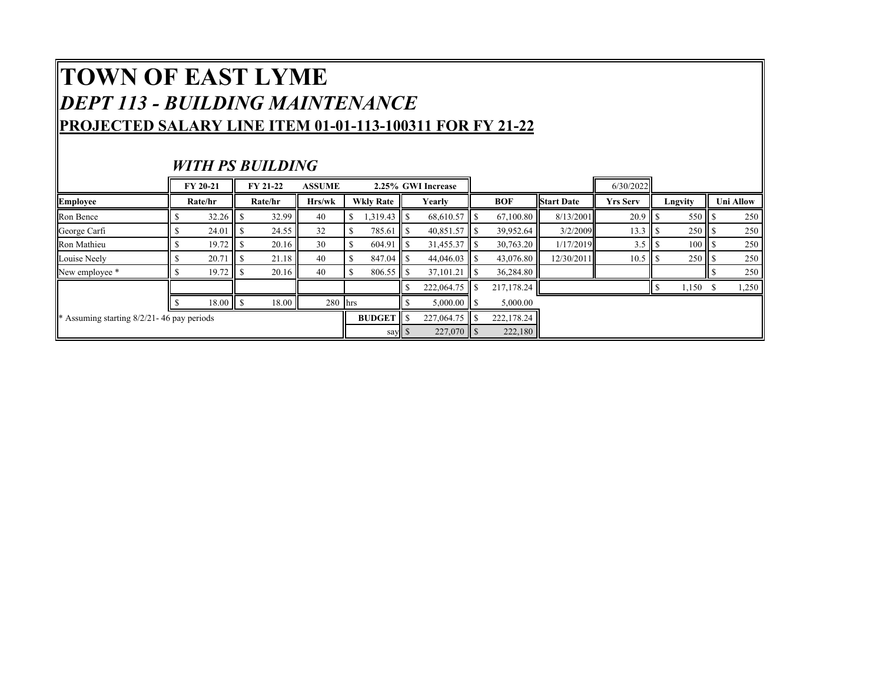# TOWN OF EAST LYME

## *DEPT 113 - BUILDING MAINTENANCE*

### PROJECTED SALARY LINE ITEM 01-01-113-100311 FOR FY 21-22

### *WITH PS BUILDING*

| | FY 20-21 | FY 21-22 | ASSUME | | 2.25% GWI Increase | | | 6/30/2022 | | |
|---|---|---|---|---|---|---|---|---|---|---|
| **Employee** | **Rate/hr** | **Rate/hr** | **Hrs/wk** | **Wkly Rate** | **Yearly** | **BOF** | **Start Date** | **Yrs Serv** | **Lngvity** | **Uni Allow** |
| Ron Bence | $ 32.26 | $ 32.99 | 40 | $ 1,319.43 | $ 68,610.57 | $ 67,100.80 | 8/13/2001 | 20.9 | $ 550 | $ 250 |
| George Carfi | $ 24.01 | $ 24.55 | 32 | $ 785.61 | $ 40,851.57 | $ 39,952.64 | 3/2/2009 | 13.3 | $ 250 | $ 250 |
| Ron Mathieu | $ 19.72 | $ 20.16 | 30 | $ 604.91 | $ 31,455.37 | $ 30,763.20 | 1/17/2019 | 3.5 | $ 100 | $ 250 |
| Louise Neely | $ 20.71 | $ 21.18 | 40 | $ 847.04 | $ 44,046.03 | $ 43,076.80 | 12/30/2011 | 10.5 | $ 250 | $ 250 |
| New employee * | $ 19.72 | $ 20.16 | 40 | $ 806.55 | $ 37,101.21 | $ 36,284.80 | | | | $ 250 |
| | | | | | $ 222,064.75 | $ 217,178.24 | | | $ 1,150 | $ 1,250 |
| | $ 18.00 | $ 18.00 | 280 | hrs | $ 5,000.00 | $ 5,000.00 | | | | |
| * Assuming starting 8/2/21- 46 pay periods | | | | **BUDGET** | $ 227,064.75 | $ 222,178.24 | | | | |
| | | | | say | $ 227,070 | $ 222,180 | | | | |